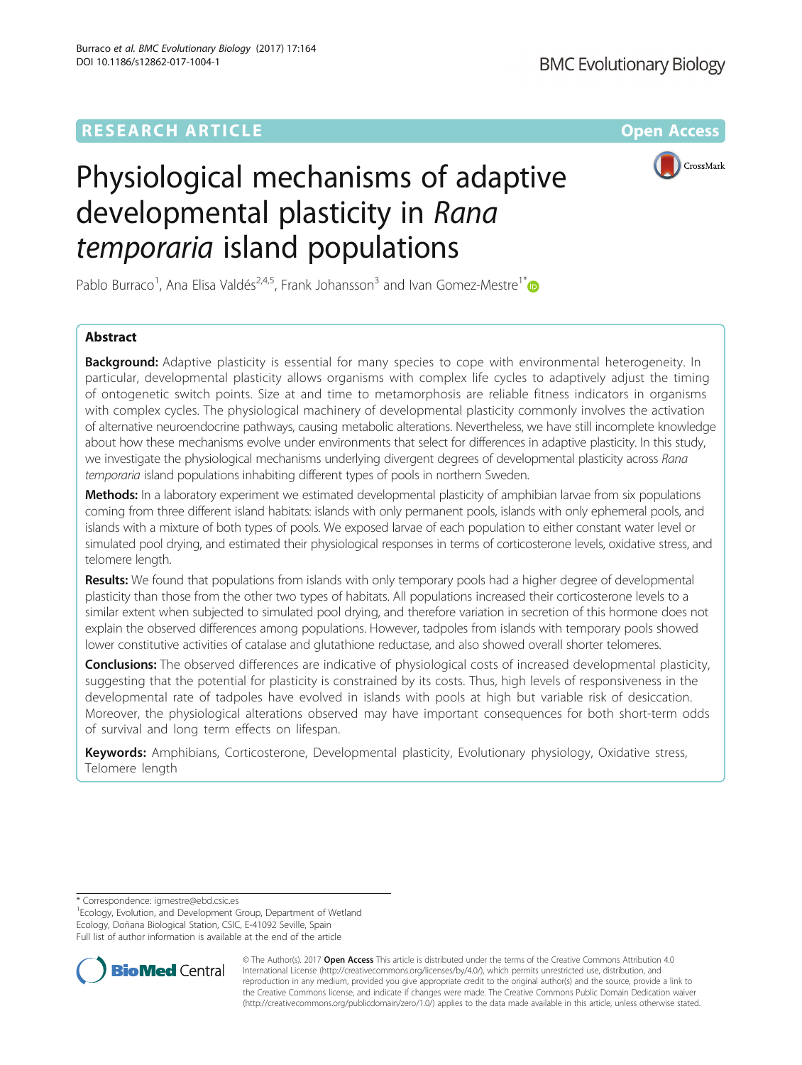RESEARCH ARTICLE

Open Access

# Physiological mechanisms of adaptive developmental plasticity in *Rana temporaria* island populations

Pablo Burraco[1], Ana Elisa Valdés[2,4,5], Frank Johansson[3] and Ivan Gomez-Mestre[1*]

## Abstract

**Background:** Adaptive plasticity is essential for many species to cope with environmental heterogeneity. In particular, developmental plasticity allows organisms with complex life cycles to adaptively adjust the timing of ontogenetic switch points. Size at and time to metamorphosis are reliable fitness indicators in organisms with complex cycles. The physiological machinery of developmental plasticity commonly involves the activation of alternative neuroendocrine pathways, causing metabolic alterations. Nevertheless, we have still incomplete knowledge about how these mechanisms evolve under environments that select for differences in adaptive plasticity. In this study, we investigate the physiological mechanisms underlying divergent degrees of developmental plasticity across *Rana temporaria* island populations inhabiting different types of pools in northern Sweden.

**Methods:** In a laboratory experiment we estimated developmental plasticity of amphibian larvae from six populations coming from three different island habitats: islands with only permanent pools, islands with only ephemeral pools, and islands with a mixture of both types of pools. We exposed larvae of each population to either constant water level or simulated pool drying, and estimated their physiological responses in terms of corticosterone levels, oxidative stress, and telomere length.

**Results:** We found that populations from islands with only temporary pools had a higher degree of developmental plasticity than those from the other two types of habitats. All populations increased their corticosterone levels to a similar extent when subjected to simulated pool drying, and therefore variation in secretion of this hormone does not explain the observed differences among populations. However, tadpoles from islands with temporary pools showed lower constitutive activities of catalase and glutathione reductase, and also showed overall shorter telomeres.

**Conclusions:** The observed differences are indicative of physiological costs of increased developmental plasticity, suggesting that the potential for plasticity is constrained by its costs. Thus, high levels of responsiveness in the developmental rate of tadpoles have evolved in islands with pools at high but variable risk of desiccation. Moreover, the physiological alterations observed may have important consequences for both short-term odds of survival and long term effects on lifespan.

**Keywords:** Amphibians, Corticosterone, Developmental plasticity, Evolutionary physiology, Oxidative stress, Telomere length

---

\* Correspondence: igmestre@ebd.csic.es
[1]Ecology, Evolution, and Development Group, Department of Wetland Ecology, Doñana Biological Station, CSIC, E-41092 Seville, Spain
Full list of author information is available at the end of the article

© The Author(s). 2017 **Open Access** This article is distributed under the terms of the Creative Commons Attribution 4.0 International License (http://creativecommons.org/licenses/by/4.0/), which permits unrestricted use, distribution, and reproduction in any medium, provided you give appropriate credit to the original author(s) and the source, provide a link to the Creative Commons license, and indicate if changes were made. The Creative Commons Public Domain Dedication waiver (http://creativecommons.org/publicdomain/zero/1.0/) applies to the data made available in this article, unless otherwise stated.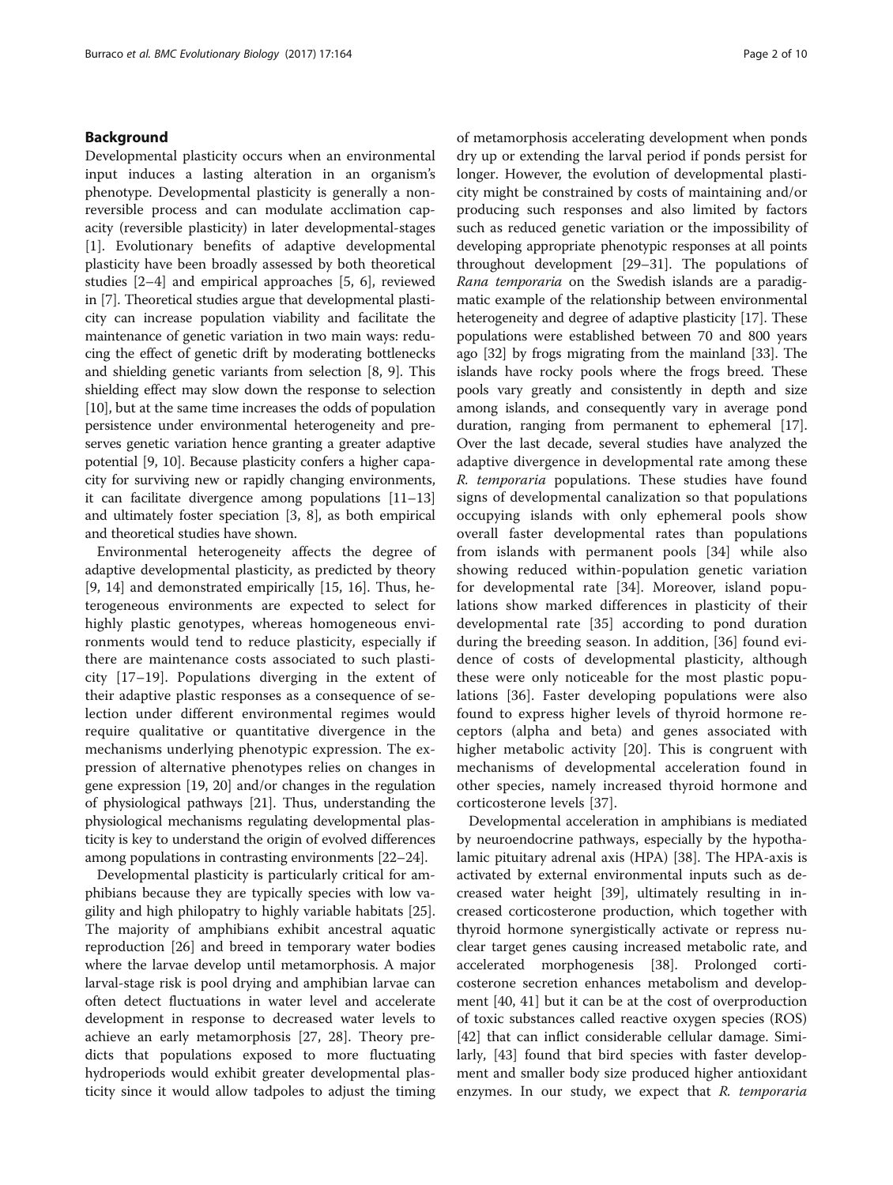## Background

Developmental plasticity occurs when an environmental input induces a lasting alteration in an organism's phenotype. Developmental plasticity is generally a non-reversible process and can modulate acclimation capacity (reversible plasticity) in later developmental-stages [1]. Evolutionary benefits of adaptive developmental plasticity have been broadly assessed by both theoretical studies [2–4] and empirical approaches [5, 6], reviewed in [7]. Theoretical studies argue that developmental plasticity can increase population viability and facilitate the maintenance of genetic variation in two main ways: reducing the effect of genetic drift by moderating bottlenecks and shielding genetic variants from selection [8, 9]. This shielding effect may slow down the response to selection [10], but at the same time increases the odds of population persistence under environmental heterogeneity and preserves genetic variation hence granting a greater adaptive potential [9, 10]. Because plasticity confers a higher capacity for surviving new or rapidly changing environments, it can facilitate divergence among populations [11–13] and ultimately foster speciation [3, 8], as both empirical and theoretical studies have shown.

Environmental heterogeneity affects the degree of adaptive developmental plasticity, as predicted by theory [9, 14] and demonstrated empirically [15, 16]. Thus, heterogeneous environments are expected to select for highly plastic genotypes, whereas homogeneous environments would tend to reduce plasticity, especially if there are maintenance costs associated to such plasticity [17–19]. Populations diverging in the extent of their adaptive plastic responses as a consequence of selection under different environmental regimes would require qualitative or quantitative divergence in the mechanisms underlying phenotypic expression. The expression of alternative phenotypes relies on changes in gene expression [19, 20] and/or changes in the regulation of physiological pathways [21]. Thus, understanding the physiological mechanisms regulating developmental plasticity is key to understand the origin of evolved differences among populations in contrasting environments [22–24].

Developmental plasticity is particularly critical for amphibians because they are typically species with low vagility and high philopatry to highly variable habitats [25]. The majority of amphibians exhibit ancestral aquatic reproduction [26] and breed in temporary water bodies where the larvae develop until metamorphosis. A major larval-stage risk is pool drying and amphibian larvae can often detect fluctuations in water level and accelerate development in response to decreased water levels to achieve an early metamorphosis [27, 28]. Theory predicts that populations exposed to more fluctuating hydroperiods would exhibit greater developmental plasticity since it would allow tadpoles to adjust the timing of metamorphosis accelerating development when ponds dry up or extending the larval period if ponds persist for longer. However, the evolution of developmental plasticity might be constrained by costs of maintaining and/or producing such responses and also limited by factors such as reduced genetic variation or the impossibility of developing appropriate phenotypic responses at all points throughout development [29–31]. The populations of *Rana temporaria* on the Swedish islands are a paradigmatic example of the relationship between environmental heterogeneity and degree of adaptive plasticity [17]. These populations were established between 70 and 800 years ago [32] by frogs migrating from the mainland [33]. The islands have rocky pools where the frogs breed. These pools vary greatly and consistently in depth and size among islands, and consequently vary in average pond duration, ranging from permanent to ephemeral [17]. Over the last decade, several studies have analyzed the adaptive divergence in developmental rate among these *R. temporaria* populations. These studies have found signs of developmental canalization so that populations occupying islands with only ephemeral pools show overall faster developmental rates than populations from islands with permanent pools [34] while also showing reduced within-population genetic variation for developmental rate [34]. Moreover, island populations show marked differences in plasticity of their developmental rate [35] according to pond duration during the breeding season. In addition, [36] found evidence of costs of developmental plasticity, although these were only noticeable for the most plastic populations [36]. Faster developing populations were also found to express higher levels of thyroid hormone receptors (alpha and beta) and genes associated with higher metabolic activity [20]. This is congruent with mechanisms of developmental acceleration found in other species, namely increased thyroid hormone and corticosterone levels [37].

Developmental acceleration in amphibians is mediated by neuroendocrine pathways, especially by the hypothalamic pituitary adrenal axis (HPA) [38]. The HPA-axis is activated by external environmental inputs such as decreased water height [39], ultimately resulting in increased corticosterone production, which together with thyroid hormone synergistically activate or repress nuclear target genes causing increased metabolic rate, and accelerated morphogenesis [38]. Prolonged corticosterone secretion enhances metabolism and development [40, 41] but it can be at the cost of overproduction of toxic substances called reactive oxygen species (ROS) [42] that can inflict considerable cellular damage. Similarly, [43] found that bird species with faster development and smaller body size produced higher antioxidant enzymes. In our study, we expect that *R. temporaria*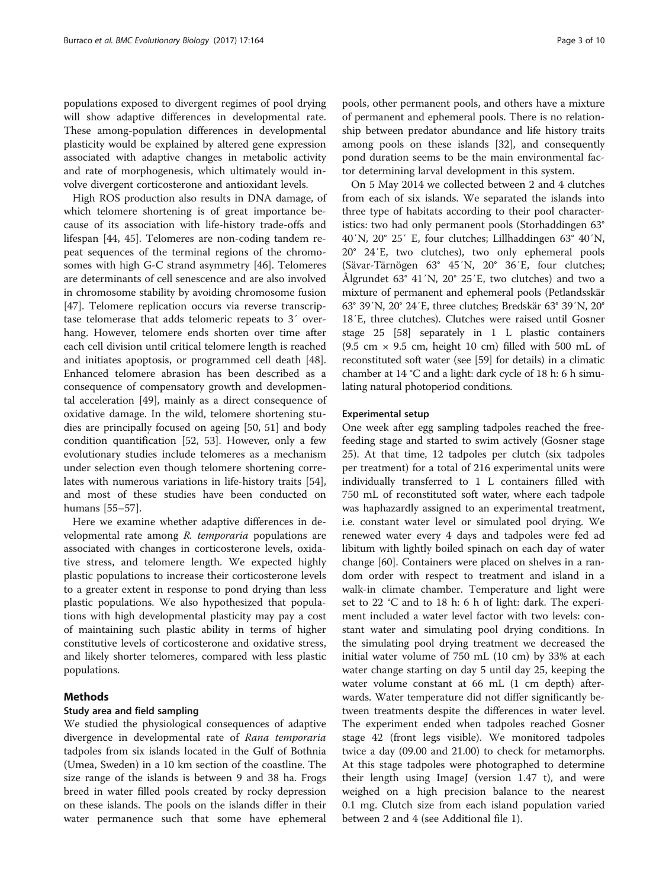populations exposed to divergent regimes of pool drying will show adaptive differences in developmental rate. These among-population differences in developmental plasticity would be explained by altered gene expression associated with adaptive changes in metabolic activity and rate of morphogenesis, which ultimately would involve divergent corticosterone and antioxidant levels.

High ROS production also results in DNA damage, of which telomere shortening is of great importance because of its association with life-history trade-offs and lifespan [44, 45]. Telomeres are non-coding tandem repeat sequences of the terminal regions of the chromosomes with high G-C strand asymmetry [46]. Telomeres are determinants of cell senescence and are also involved in chromosome stability by avoiding chromosome fusion [47]. Telomere replication occurs via reverse transcriptase telomerase that adds telomeric repeats to 3′ overhang. However, telomere ends shorten over time after each cell division until critical telomere length is reached and initiates apoptosis, or programmed cell death [48]. Enhanced telomere abrasion has been described as a consequence of compensatory growth and developmental acceleration [49], mainly as a direct consequence of oxidative damage. In the wild, telomere shortening studies are principally focused on ageing [50, 51] and body condition quantification [52, 53]. However, only a few evolutionary studies include telomeres as a mechanism under selection even though telomere shortening correlates with numerous variations in life-history traits [54], and most of these studies have been conducted on humans [55–57].

Here we examine whether adaptive differences in developmental rate among *R. temporaria* populations are associated with changes in corticosterone levels, oxidative stress, and telomere length. We expected highly plastic populations to increase their corticosterone levels to a greater extent in response to pond drying than less plastic populations. We also hypothesized that populations with high developmental plasticity may pay a cost of maintaining such plastic ability in terms of higher constitutive levels of corticosterone and oxidative stress, and likely shorter telomeres, compared with less plastic populations.

## Methods

### Study area and field sampling

We studied the physiological consequences of adaptive divergence in developmental rate of *Rana temporaria* tadpoles from six islands located in the Gulf of Bothnia (Umea, Sweden) in a 10 km section of the coastline. The size range of the islands is between 9 and 38 ha. Frogs breed in water filled pools created by rocky depression on these islands. The pools on the islands differ in their water permanence such that some have ephemeral pools, other permanent pools, and others have a mixture of permanent and ephemeral pools. There is no relationship between predator abundance and life history traits among pools on these islands [32], and consequently pond duration seems to be the main environmental factor determining larval development in this system.

On 5 May 2014 we collected between 2 and 4 clutches from each of six islands. We separated the islands into three type of habitats according to their pool characteristics: two had only permanent pools (Storhaddingen 63° 40′N, 20° 25′ E, four clutches; Lillhaddingen 63° 40′N, 20° 24′E, two clutches), two only ephemeral pools (Sävar-Tärnögen 63° 45′N, 20° 36′E, four clutches; Ålgrundet 63° 41′N, 20° 25′E, two clutches) and two a mixture of permanent and ephemeral pools (Petlandsskär 63° 39′N, 20° 24′E, three clutches; Bredskär 63° 39′N, 20° 18′E, three clutches). Clutches were raised until Gosner stage 25 [58] separately in 1 L plastic containers (9.5 cm × 9.5 cm, height 10 cm) filled with 500 mL of reconstituted soft water (see [59] for details) in a climatic chamber at 14 °C and a light: dark cycle of 18 h: 6 h simulating natural photoperiod conditions.

### Experimental setup

One week after egg sampling tadpoles reached the free-feeding stage and started to swim actively (Gosner stage 25). At that time, 12 tadpoles per clutch (six tadpoles per treatment) for a total of 216 experimental units were individually transferred to 1 L containers filled with 750 mL of reconstituted soft water, where each tadpole was haphazardly assigned to an experimental treatment, i.e. constant water level or simulated pool drying. We renewed water every 4 days and tadpoles were fed ad libitum with lightly boiled spinach on each day of water change [60]. Containers were placed on shelves in a random order with respect to treatment and island in a walk-in climate chamber. Temperature and light were set to 22 °C and to 18 h: 6 h of light: dark. The experiment included a water level factor with two levels: constant water and simulating pool drying conditions. In the simulating pool drying treatment we decreased the initial water volume of 750 mL (10 cm) by 33% at each water change starting on day 5 until day 25, keeping the water volume constant at 66 mL (1 cm depth) afterwards. Water temperature did not differ significantly between treatments despite the differences in water level. The experiment ended when tadpoles reached Gosner stage 42 (front legs visible). We monitored tadpoles twice a day (09.00 and 21.00) to check for metamorphs. At this stage tadpoles were photographed to determine their length using ImageJ (version 1.47 t), and were weighed on a high precision balance to the nearest 0.1 mg. Clutch size from each island population varied between 2 and 4 (see Additional file 1).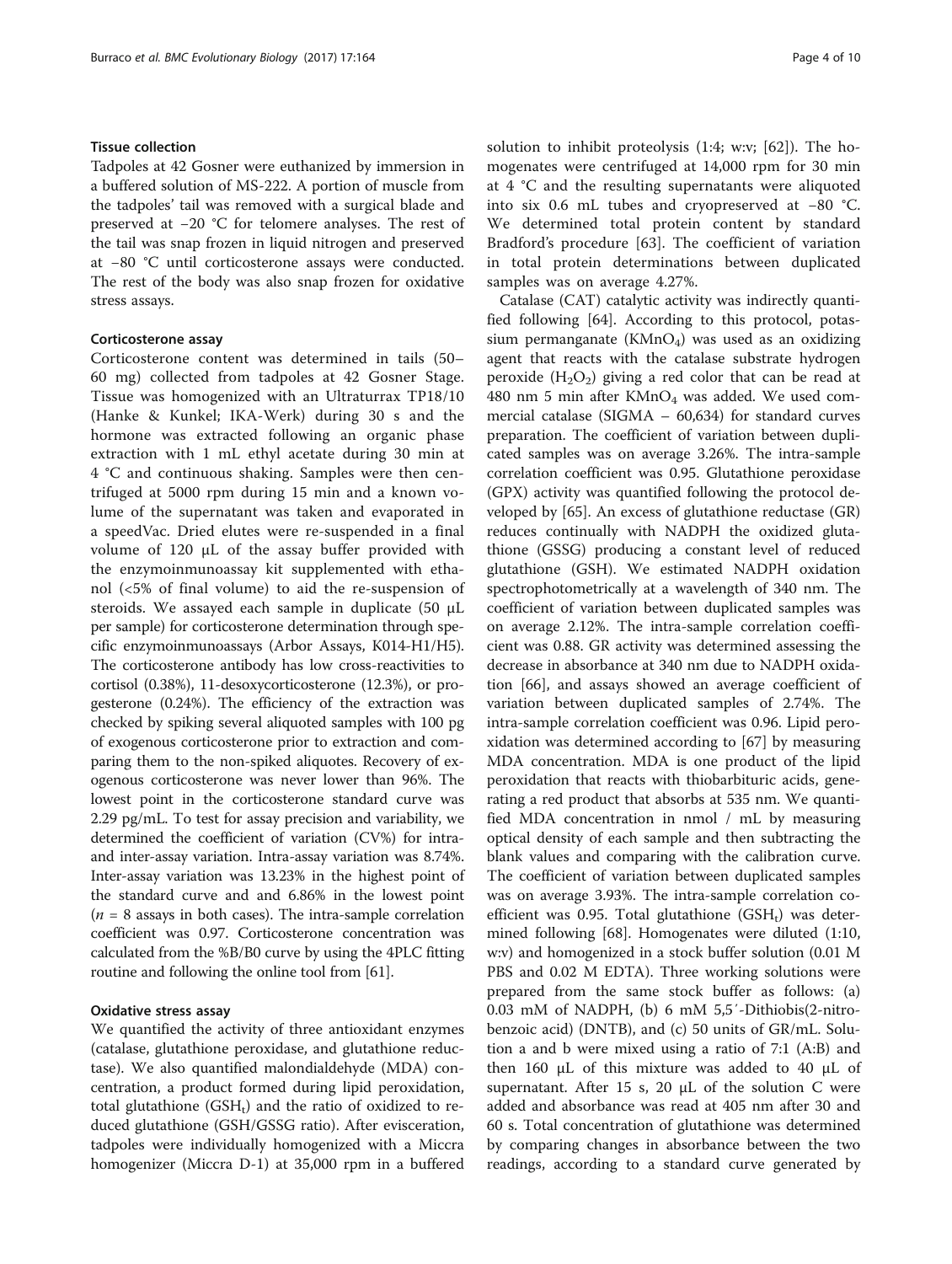#### Tissue collection

Tadpoles at 42 Gosner were euthanized by immersion in a buffered solution of MS-222. A portion of muscle from the tadpoles' tail was removed with a surgical blade and preserved at −20 °C for telomere analyses. The rest of the tail was snap frozen in liquid nitrogen and preserved at −80 °C until corticosterone assays were conducted. The rest of the body was also snap frozen for oxidative stress assays.

#### Corticosterone assay

Corticosterone content was determined in tails (50–60 mg) collected from tadpoles at 42 Gosner Stage. Tissue was homogenized with an Ultraturrax TP18/10 (Hanke & Kunkel; IKA-Werk) during 30 s and the hormone was extracted following an organic phase extraction with 1 mL ethyl acetate during 30 min at 4 °C and continuous shaking. Samples were then centrifuged at 5000 rpm during 15 min and a known volume of the supernatant was taken and evaporated in a speedVac. Dried elutes were re-suspended in a final volume of 120 μL of the assay buffer provided with the enzymoinmunoassay kit supplemented with ethanol (<5% of final volume) to aid the re-suspension of steroids. We assayed each sample in duplicate (50 μL per sample) for corticosterone determination through specific enzymoinmunoassays (Arbor Assays, K014-H1/H5). The corticosterone antibody has low cross-reactivities to cortisol (0.38%), 11-desoxycorticosterone (12.3%), or progesterone (0.24%). The efficiency of the extraction was checked by spiking several aliquoted samples with 100 pg of exogenous corticosterone prior to extraction and comparing them to the non-spiked aliquotes. Recovery of exogenous corticosterone was never lower than 96%. The lowest point in the corticosterone standard curve was 2.29 pg/mL. To test for assay precision and variability, we determined the coefficient of variation (CV%) for intra- and inter-assay variation. Intra-assay variation was 8.74%. Inter-assay variation was 13.23% in the highest point of the standard curve and and 6.86% in the lowest point ($n$ = 8 assays in both cases). The intra-sample correlation coefficient was 0.97. Corticosterone concentration was calculated from the %B/B0 curve by using the 4PLC fitting routine and following the online tool from [61].

#### Oxidative stress assay

We quantified the activity of three antioxidant enzymes (catalase, glutathione peroxidase, and glutathione reductase). We also quantified malondialdehyde (MDA) concentration, a product formed during lipid peroxidation, total glutathione ($GSH_t$) and the ratio of oxidized to reduced glutathione (GSH/GSSG ratio). After evisceration, tadpoles were individually homogenized with a Miccra homogenizer (Miccra D-1) at 35,000 rpm in a buffered solution to inhibit proteolysis (1:4; w:v; [62]). The homogenates were centrifuged at 14,000 rpm for 30 min at 4 °C and the resulting supernatants were aliquoted into six 0.6 mL tubes and cryopreserved at −80 °C. We determined total protein content by standard Bradford's procedure [63]. The coefficient of variation in total protein determinations between duplicated samples was on average 4.27%.

Catalase (CAT) catalytic activity was indirectly quantified following [64]. According to this protocol, potassium permanganate ($KMnO_4$) was used as an oxidizing agent that reacts with the catalase substrate hydrogen peroxide ($H_2O_2$) giving a red color that can be read at 480 nm 5 min after $KMnO_4$ was added. We used commercial catalase (SIGMA – 60,634) for standard curves preparation. The coefficient of variation between duplicated samples was on average 3.26%. The intra-sample correlation coefficient was 0.95. Glutathione peroxidase (GPX) activity was quantified following the protocol developed by [65]. An excess of glutathione reductase (GR) reduces continually with NADPH the oxidized glutathione (GSSG) producing a constant level of reduced glutathione (GSH). We estimated NADPH oxidation spectrophotometrically at a wavelength of 340 nm. The coefficient of variation between duplicated samples was on average 2.12%. The intra-sample correlation coefficient was 0.88. GR activity was determined assessing the decrease in absorbance at 340 nm due to NADPH oxidation [66], and assays showed an average coefficient of variation between duplicated samples of 2.74%. The intra-sample correlation coefficient was 0.96. Lipid peroxidation was determined according to [67] by measuring MDA concentration. MDA is one product of the lipid peroxidation that reacts with thiobarbituric acids, generating a red product that absorbs at 535 nm. We quantified MDA concentration in nmol / mL by measuring optical density of each sample and then subtracting the blank values and comparing with the calibration curve. The coefficient of variation between duplicated samples was on average 3.93%. The intra-sample correlation coefficient was 0.95. Total glutathione ($GSH_t$) was determined following [68]. Homogenates were diluted (1:10, w:v) and homogenized in a stock buffer solution (0.01 M PBS and 0.02 M EDTA). Three working solutions were prepared from the same stock buffer as follows: (a) 0.03 mM of NADPH, (b) 6 mM 5,5′-Dithiobis(2-nitrobenzoic acid) (DNTB), and (c) 50 units of GR/mL. Solution a and b were mixed using a ratio of 7:1 (A:B) and then 160 μL of this mixture was added to 40 μL of supernatant. After 15 s, 20 μL of the solution C were added and absorbance was read at 405 nm after 30 and 60 s. Total concentration of glutathione was determined by comparing changes in absorbance between the two readings, according to a standard curve generated by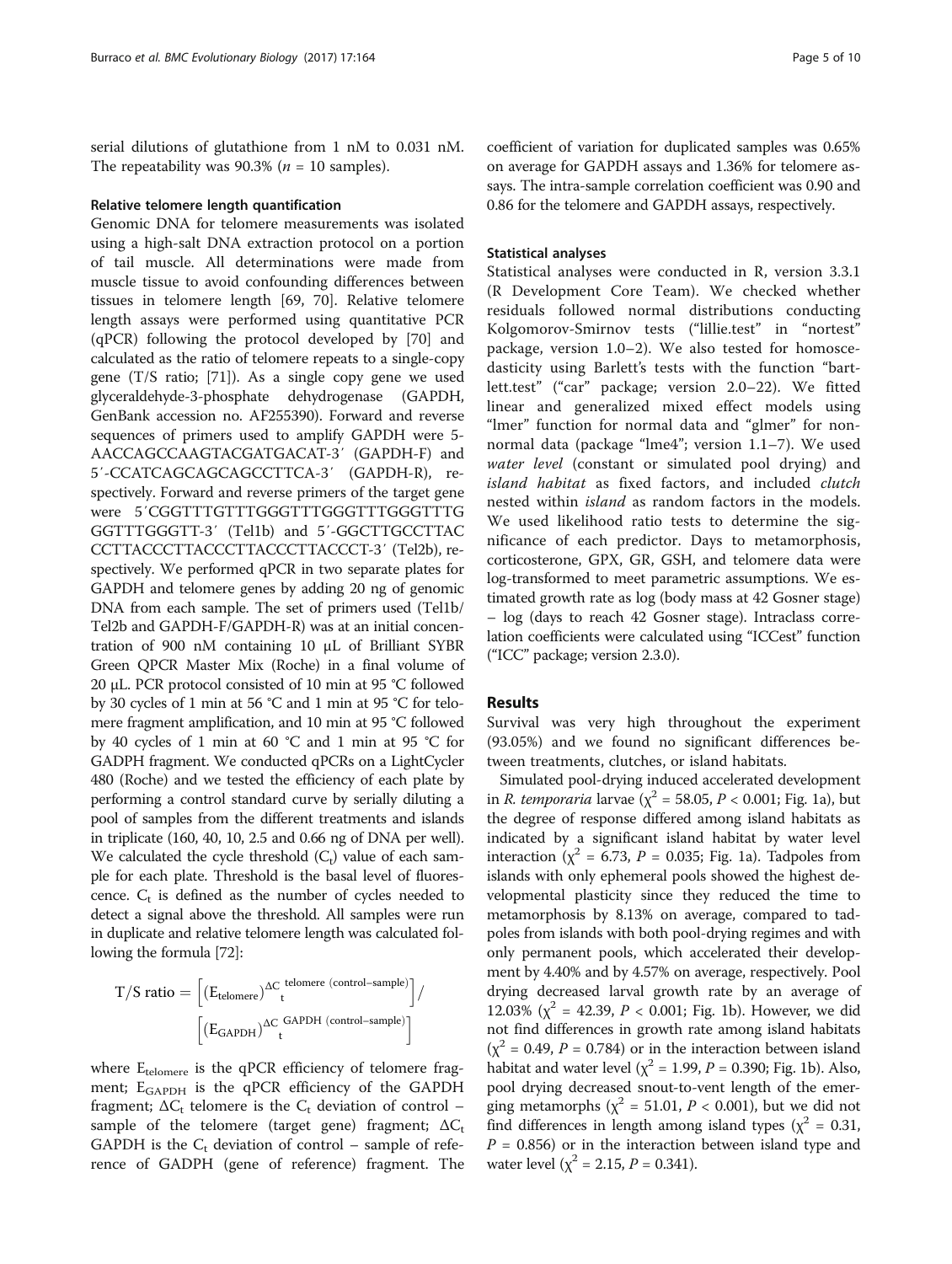serial dilutions of glutathione from 1 nM to 0.031 nM. The repeatability was 90.3% ($n = 10$ samples).

#### Relative telomere length quantification

Genomic DNA for telomere measurements was isolated using a high-salt DNA extraction protocol on a portion of tail muscle. All determinations were made from muscle tissue to avoid confounding differences between tissues in telomere length [69, 70]. Relative telomere length assays were performed using quantitative PCR (qPCR) following the protocol developed by [70] and calculated as the ratio of telomere repeats to a single-copy gene (T/S ratio; [71]). As a single copy gene we used glyceraldehyde-3-phosphate dehydrogenase (GAPDH, GenBank accession no. AF255390). Forward and reverse sequences of primers used to amplify GAPDH were 5-AACCAGCCAAGTACGATGACAT-3′ (GAPDH-F) and 5′-CCATCAGCAGCAGCCTTCA-3′ (GAPDH-R), respectively. Forward and reverse primers of the target gene were 5′CGGTTTGTTTGGGTTTGGGTTTGGGTTTG GGTTTGGGTT-3′ (Tel1b) and 5′-GGCTTGCCTTAC CCTTACCCTTACCCTTACCCTTACCCT-3′ (Tel2b), respectively. We performed qPCR in two separate plates for GAPDH and telomere genes by adding 20 ng of genomic DNA from each sample. The set of primers used (Tel1b/Tel2b and GAPDH-F/GAPDH-R) was at an initial concentration of 900 nM containing 10 μL of Brilliant SYBR Green QPCR Master Mix (Roche) in a final volume of 20 μL. PCR protocol consisted of 10 min at 95 °C followed by 30 cycles of 1 min at 56 °C and 1 min at 95 °C for telomere fragment amplification, and 10 min at 95 °C followed by 40 cycles of 1 min at 60 °C and 1 min at 95 °C for GADPH fragment. We conducted qPCRs on a LightCycler 480 (Roche) and we tested the efficiency of each plate by performing a control standard curve by serially diluting a pool of samples from the different treatments and islands in triplicate (160, 40, 10, 2.5 and 0.66 ng of DNA per well). We calculated the cycle threshold ($C_t$) value of each sample for each plate. Threshold is the basal level of fluorescence. $C_t$ is defined as the number of cycles needed to detect a signal above the threshold. All samples were run in duplicate and relative telomere length was calculated following the formula [72]:

$$\text{T/S ratio} = \left[(E_{\text{telomere}})^{\Delta C_t^{\text{ telomere (control-sample)}}}\right] / \left[(E_{\text{GAPDH}})^{\Delta C_t^{\text{ GAPDH (control-sample)}}}\right]$$

where $E_{telomere}$ is the qPCR efficiency of telomere fragment; $E_{GAPDH}$ is the qPCR efficiency of the GAPDH fragment; $\Delta C_t$ telomere is the $C_t$ deviation of control – sample of the telomere (target gene) fragment; $\Delta C_t$ GAPDH is the $C_t$ deviation of control – sample of reference of GADPH (gene of reference) fragment. The coefficient of variation for duplicated samples was 0.65% on average for GAPDH assays and 1.36% for telomere assays. The intra-sample correlation coefficient was 0.90 and 0.86 for the telomere and GAPDH assays, respectively.

### Statistical analyses

Statistical analyses were conducted in R, version 3.3.1 (R Development Core Team). We checked whether residuals followed normal distributions conducting Kolgomorov-Smirnov tests ("lillie.test" in "nortest" package, version 1.0–2). We also tested for homoscedasticity using Barlett's tests with the function "bartlett.test" ("car" package; version 2.0–22). We fitted linear and generalized mixed effect models using "lmer" function for normal data and "glmer" for non-normal data (package "lme4"; version 1.1–7). We used *water level* (constant or simulated pool drying) and *island habitat* as fixed factors, and included *clutch* nested within *island* as random factors in the models. We used likelihood ratio tests to determine the significance of each predictor. Days to metamorphosis, corticosterone, GPX, GR, GSH, and telomere data were log-transformed to meet parametric assumptions. We estimated growth rate as log (body mass at 42 Gosner stage) – log (days to reach 42 Gosner stage). Intraclass correlation coefficients were calculated using "ICCest" function ("ICC" package; version 2.3.0).

## Results

Survival was very high throughout the experiment (93.05%) and we found no significant differences between treatments, clutches, or island habitats.

Simulated pool-drying induced accelerated development in *R. temporaria* larvae ($\chi^2 = 58.05$, $P < 0.001$; Fig. 1a), but the degree of response differed among island habitats as indicated by a significant island habitat by water level interaction ($\chi^2 = 6.73$, $P = 0.035$; Fig. 1a). Tadpoles from islands with only ephemeral pools showed the highest developmental plasticity since they reduced the time to metamorphosis by 8.13% on average, compared to tadpoles from islands with both pool-drying regimes and with only permanent pools, which accelerated their development by 4.40% and by 4.57% on average, respectively. Pool drying decreased larval growth rate by an average of 12.03% ($\chi^2 = 42.39$, $P < 0.001$; Fig. 1b). However, we did not find differences in growth rate among island habitats ($\chi^2 = 0.49$, $P = 0.784$) or in the interaction between island habitat and water level ($\chi^2 = 1.99$, $P = 0.390$; Fig. 1b). Also, pool drying decreased snout-to-vent length of the emerging metamorphs ($\chi^2 = 51.01$, $P < 0.001$), but we did not find differences in length among island types ($\chi^2 = 0.31$, $P = 0.856$) or in the interaction between island type and water level ($\chi^2 = 2.15$, $P = 0.341$).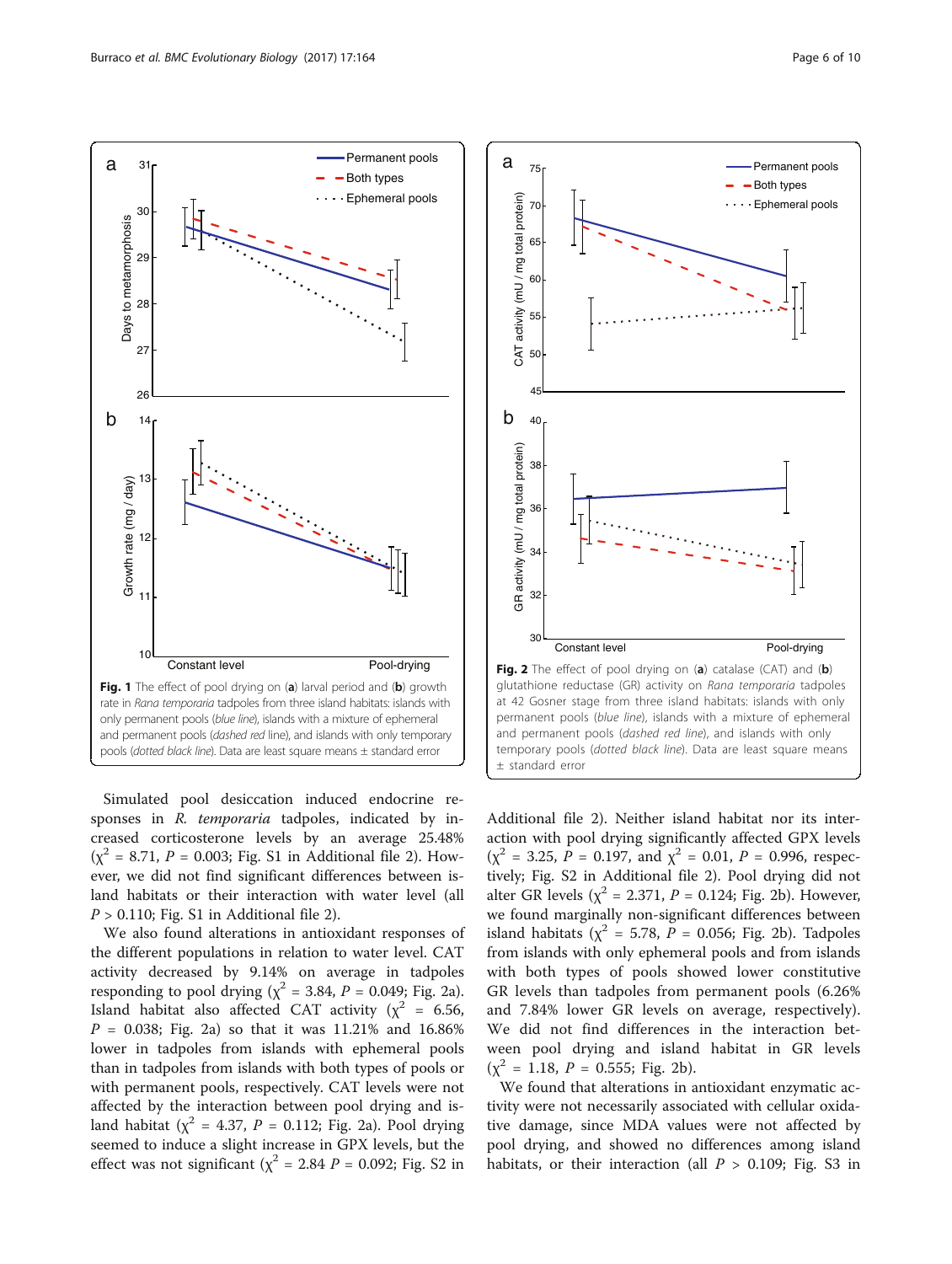**Fig. 1** The effect of pool drying on (**a**) larval period and (**b**) growth rate in *Rana temporaria* tadpoles from three island habitats: islands with only permanent pools (*blue line*), islands with a mixture of ephemeral and permanent pools (*dashed red* line), and islands with only temporary pools (*dotted black line*). Data are least square means ± standard error

**Fig. 2** The effect of pool drying on (**a**) catalase (CAT) and (**b**) glutathione reductase (GR) activity on *Rana temporaria* tadpoles at 42 Gosner stage from three island habitats: islands with only permanent pools (*blue line*), islands with a mixture of ephemeral and permanent pools (*dashed red line*), and islands with only temporary pools (*dotted black line*). Data are least square means ± standard error

Simulated pool desiccation induced endocrine responses in *R. temporaria* tadpoles, indicated by increased corticosterone levels by an average 25.48% ($\chi^2$ = 8.71, $P$ = 0.003; Fig. S1 in Additional file 2). However, we did not find significant differences between island habitats or their interaction with water level (all $P$ > 0.110; Fig. S1 in Additional file 2).

We also found alterations in antioxidant responses of the different populations in relation to water level. CAT activity decreased by 9.14% on average in tadpoles responding to pool drying ($\chi^2$ = 3.84, $P$ = 0.049; Fig. 2a). Island habitat also affected CAT activity ($\chi^2$ = 6.56, $P$ = 0.038; Fig. 2a) so that it was 11.21% and 16.86% lower in tadpoles from islands with ephemeral pools than in tadpoles from islands with both types of pools or with permanent pools, respectively. CAT levels were not affected by the interaction between pool drying and island habitat ($\chi^2$ = 4.37, $P$ = 0.112; Fig. 2a). Pool drying seemed to induce a slight increase in GPX levels, but the effect was not significant ($\chi^2$ = 2.84 $P$ = 0.092; Fig. S2 in Additional file 2). Neither island habitat nor its interaction with pool drying significantly affected GPX levels ($\chi^2$ = 3.25, $P$ = 0.197, and $\chi^2$ = 0.01, $P$ = 0.996, respectively; Fig. S2 in Additional file 2). Pool drying did not alter GR levels ($\chi^2$ = 2.371, $P$ = 0.124; Fig. 2b). However, we found marginally non-significant differences between island habitats ($\chi^2$ = 5.78, $P$ = 0.056; Fig. 2b). Tadpoles from islands with only ephemeral pools and from islands with both types of pools showed lower constitutive GR levels than tadpoles from permanent pools (6.26% and 7.84% lower GR levels on average, respectively). We did not find differences in the interaction between pool drying and island habitat in GR levels ($\chi^2$ = 1.18, $P$ = 0.555; Fig. 2b).

We found that alterations in antioxidant enzymatic activity were not necessarily associated with cellular oxidative damage, since MDA values were not affected by pool drying, and showed no differences among island habitats, or their interaction (all $P$ > 0.109; Fig. S3 in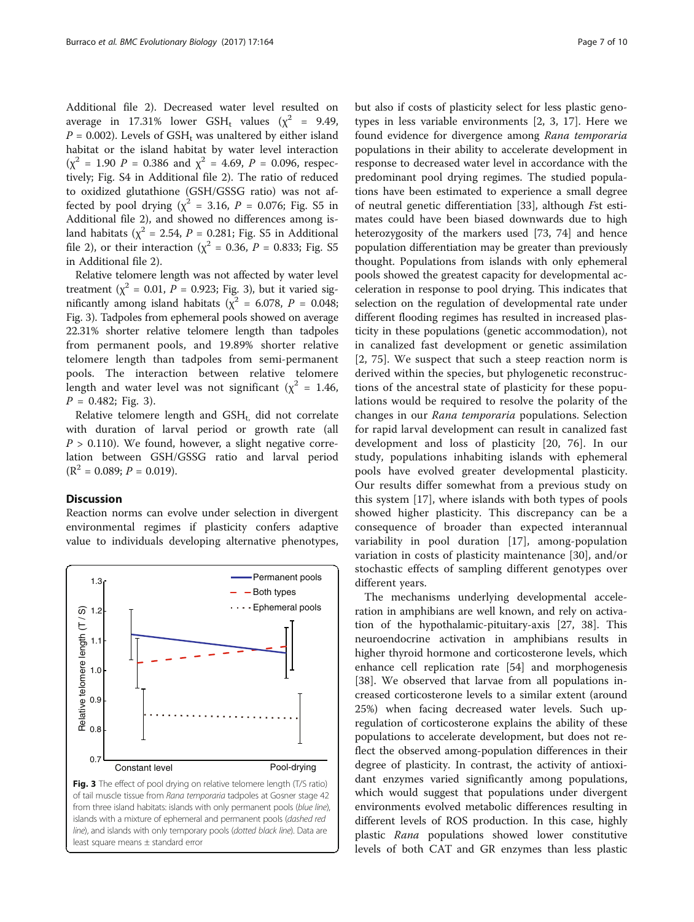Additional file 2). Decreased water level resulted on average in 17.31% lower $GSH_t$ values ($\chi^2$ = 9.49, $P$ = 0.002). Levels of $GSH_t$ was unaltered by either island habitat or the island habitat by water level interaction ($\chi^2$ = 1.90 $P$ = 0.386 and $\chi^2$ = 4.69, $P$ = 0.096, respectively; Fig. S4 in Additional file 2). The ratio of reduced to oxidized glutathione (GSH/GSSG ratio) was not affected by pool drying ($\chi^2$ = 3.16, $P$ = 0.076; Fig. S5 in Additional file 2), and showed no differences among island habitats ($\chi^2$ = 2.54, $P$ = 0.281; Fig. S5 in Additional file 2), or their interaction ($\chi^2$ = 0.36, $P$ = 0.833; Fig. S5 in Additional file 2).

Relative telomere length was not affected by water level treatment ($\chi^2$ = 0.01, $P$ = 0.923; Fig. 3), but it varied significantly among island habitats ($\chi^2$ = 6.078, $P$ = 0.048; Fig. 3). Tadpoles from ephemeral pools showed on average 22.31% shorter relative telomere length than tadpoles from permanent pools, and 19.89% shorter relative telomere length than tadpoles from semi-permanent pools. The interaction between relative telomere length and water level was not significant ($\chi^2$ = 1.46, $P$ = 0.482; Fig. 3).

Relative telomere length and $GSH_t$ did not correlate with duration of larval period or growth rate (all $P$ > 0.110). We found, however, a slight negative correlation between GSH/GSSG ratio and larval period ($R^2$ = 0.089; $P$ = 0.019).

## Discussion

Reaction norms can evolve under selection in divergent environmental regimes if plasticity confers adaptive value to individuals developing alternative phenotypes, but also if costs of plasticity select for less plastic genotypes in less variable environments [2, 3, 17]. Here we found evidence for divergence among *Rana temporaria* populations in their ability to accelerate development in response to decreased water level in accordance with the predominant pool drying regimes. The studied populations have been estimated to experience a small degree of neutral genetic differentiation [33], although *F*st estimates could have been biased downwards due to high heterozygosity of the markers used [73, 74] and hence population differentiation may be greater than previously thought. Populations from islands with only ephemeral pools showed the greatest capacity for developmental acceleration in response to pool drying. This indicates that selection on the regulation of developmental rate under different flooding regimes has resulted in increased plasticity in these populations (genetic accommodation), not in canalized fast development or genetic assimilation [2, 75]. We suspect that such a steep reaction norm is derived within the species, but phylogenetic reconstructions of the ancestral state of plasticity for these populations would be required to resolve the polarity of the changes in our *Rana temporaria* populations. Selection for rapid larval development can result in canalized fast development and loss of plasticity [20, 76]. In our study, populations inhabiting islands with ephemeral pools have evolved greater developmental plasticity. Our results differ somewhat from a previous study on this system [17], where islands with both types of pools showed higher plasticity. This discrepancy can be a consequence of broader than expected interannual variability in pool duration [17], among-population variation in costs of plasticity maintenance [30], and/or stochastic effects of sampling different genotypes over different years.

The mechanisms underlying developmental acceleration in amphibians are well known, and rely on activation of the hypothalamic-pituitary-axis [27, 38]. This neuroendocrine activation in amphibians results in higher thyroid hormone and corticosterone levels, which enhance cell replication rate [54] and morphogenesis [38]. We observed that larvae from all populations increased corticosterone levels to a similar extent (around 25%) when facing decreased water levels. Such upregulation of corticosterone explains the ability of these populations to accelerate development, but does not reflect the observed among-population differences in their degree of plasticity. In contrast, the activity of antioxidant enzymes varied significantly among populations, which would suggest that populations under divergent environments evolved metabolic differences resulting in different levels of ROS production. In this case, highly plastic *Rana* populations showed lower constitutive levels of both CAT and GR enzymes than less plastic

**Fig. 3** The effect of pool drying on relative telomere length (T/S ratio) of tail muscle tissue from *Rana temporaria* tadpoles at Gosner stage 42 from three island habitats: islands with only permanent pools (*blue line*), islands with a mixture of ephemeral and permanent pools (*dashed red line*), and islands with only temporary pools (*dotted black line*). Data are least square means ± standard error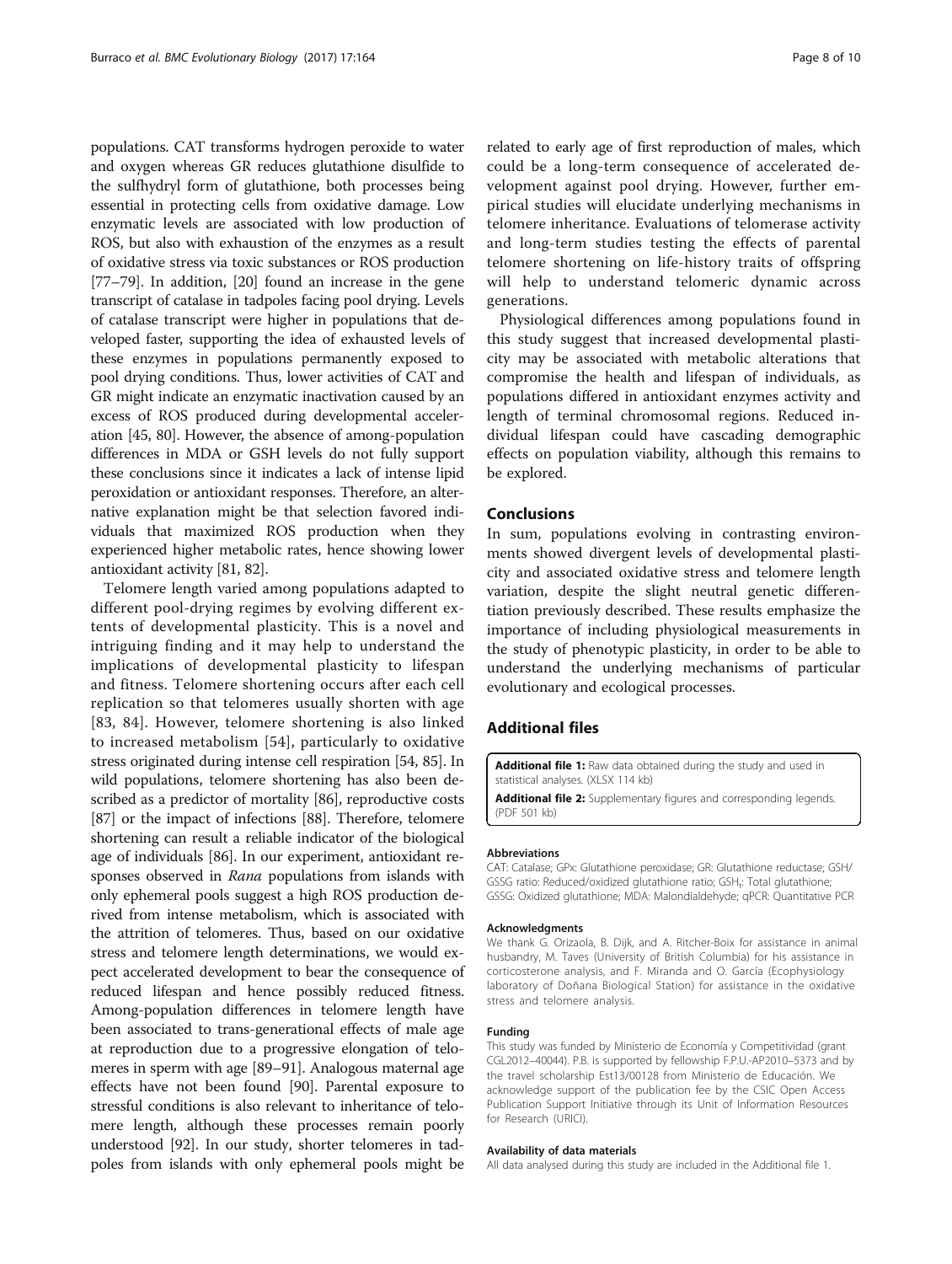populations. CAT transforms hydrogen peroxide to water and oxygen whereas GR reduces glutathione disulfide to the sulfhydryl form of glutathione, both processes being essential in protecting cells from oxidative damage. Low enzymatic levels are associated with low production of ROS, but also with exhaustion of the enzymes as a result of oxidative stress via toxic substances or ROS production [77–79]. In addition, [20] found an increase in the gene transcript of catalase in tadpoles facing pool drying. Levels of catalase transcript were higher in populations that developed faster, supporting the idea of exhausted levels of these enzymes in populations permanently exposed to pool drying conditions. Thus, lower activities of CAT and GR might indicate an enzymatic inactivation caused by an excess of ROS produced during developmental acceleration [45, 80]. However, the absence of among-population differences in MDA or GSH levels do not fully support these conclusions since it indicates a lack of intense lipid peroxidation or antioxidant responses. Therefore, an alternative explanation might be that selection favored individuals that maximized ROS production when they experienced higher metabolic rates, hence showing lower antioxidant activity [81, 82].

Telomere length varied among populations adapted to different pool-drying regimes by evolving different extents of developmental plasticity. This is a novel and intriguing finding and it may help to understand the implications of developmental plasticity to lifespan and fitness. Telomere shortening occurs after each cell replication so that telomeres usually shorten with age [83, 84]. However, telomere shortening is also linked to increased metabolism [54], particularly to oxidative stress originated during intense cell respiration [54, 85]. In wild populations, telomere shortening has also been described as a predictor of mortality [86], reproductive costs [87] or the impact of infections [88]. Therefore, telomere shortening can result a reliable indicator of the biological age of individuals [86]. In our experiment, antioxidant responses observed in *Rana* populations from islands with only ephemeral pools suggest a high ROS production derived from intense metabolism, which is associated with the attrition of telomeres. Thus, based on our oxidative stress and telomere length determinations, we would expect accelerated development to bear the consequence of reduced lifespan and hence possibly reduced fitness. Among-population differences in telomere length have been associated to trans-generational effects of male age at reproduction due to a progressive elongation of telomeres in sperm with age [89–91]. Analogous maternal age effects have not been found [90]. Parental exposure to stressful conditions is also relevant to inheritance of telomere length, although these processes remain poorly understood [92]. In our study, shorter telomeres in tadpoles from islands with only ephemeral pools might be related to early age of first reproduction of males, which could be a long-term consequence of accelerated development against pool drying. However, further empirical studies will elucidate underlying mechanisms in telomere inheritance. Evaluations of telomerase activity and long-term studies testing the effects of parental telomere shortening on life-history traits of offspring will help to understand telomeric dynamic across generations.

Physiological differences among populations found in this study suggest that increased developmental plasticity may be associated with metabolic alterations that compromise the health and lifespan of individuals, as populations differed in antioxidant enzymes activity and length of terminal chromosomal regions. Reduced individual lifespan could have cascading demographic effects on population viability, although this remains to be explored.

## Conclusions

In sum, populations evolving in contrasting environments showed divergent levels of developmental plasticity and associated oxidative stress and telomere length variation, despite the slight neutral genetic differentiation previously described. These results emphasize the importance of including physiological measurements in the study of phenotypic plasticity, in order to be able to understand the underlying mechanisms of particular evolutionary and ecological processes.

## Additional files

**Additional file 1:** Raw data obtained during the study and used in statistical analyses. (XLSX 114 kb)

**Additional file 2:** Supplementary figures and corresponding legends. (PDF 501 kb)

#### Abbreviations

CAT: Catalase; GPx: Glutathione peroxidase; GR: Glutathione reductase; GSH/GSSG ratio: Reduced/oxidized glutathione ratio; $GSH_t$: Total glutathione; GSSG: Oxidized glutathione; MDA: Malondialdehyde; qPCR: Quantitative PCR

#### Acknowledgments

We thank G. Orizaola, B. Dijk, and A. Ritcher-Boix for assistance in animal husbandry, M. Taves (University of British Columbia) for his assistance in corticosterone analysis, and F. Miranda and O. García (Ecophysiology laboratory of Doñana Biological Station) for assistance in the oxidative stress and telomere analysis.

#### Funding

This study was funded by Ministerio de Economía y Competitividad (grant CGL2012–40044). P.B. is supported by fellowship F.P.U.-AP2010–5373 and by the travel scholarship Est13/00128 from Ministerio de Educación. We acknowledge support of the publication fee by the CSIC Open Access Publication Support Initiative through its Unit of Information Resources for Research (URICI).

#### Availability of data materials

All data analysed during this study are included in the Additional file 1.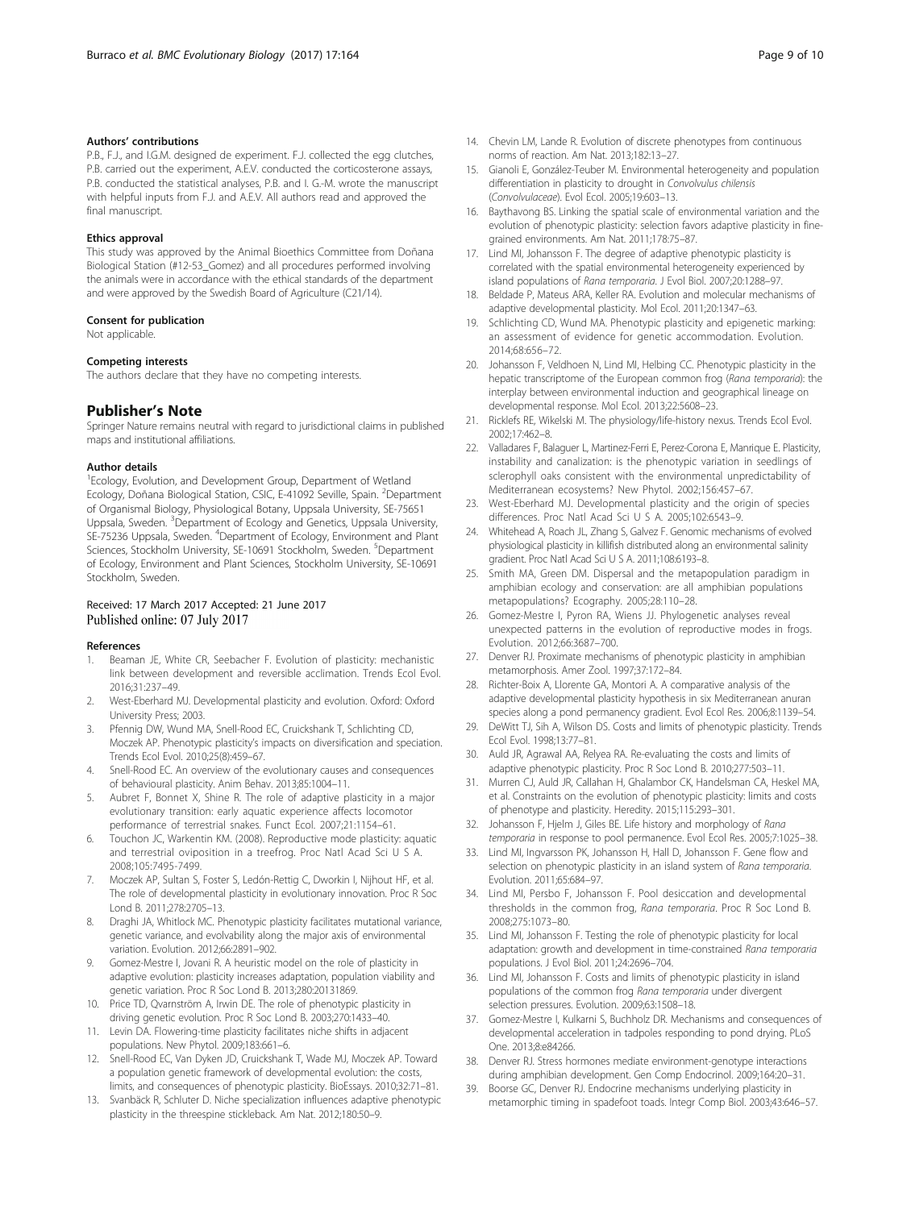#### Authors' contributions

P.B., F.J., and I.G.M. designed de experiment. F.J. collected the egg clutches, P.B. carried out the experiment, A.E.V. conducted the corticosterone assays, P.B. conducted the statistical analyses, P.B. and I. G.-M. wrote the manuscript with helpful inputs from F.J. and A.E.V. All authors read and approved the final manuscript.

#### Ethics approval

This study was approved by the Animal Bioethics Committee from Doñana Biological Station (#12-53_Gomez) and all procedures performed involving the animals were in accordance with the ethical standards of the department and were approved by the Swedish Board of Agriculture (C21/14).

#### Consent for publication

Not applicable.

#### Competing interests

The authors declare that they have no competing interests.

## Publisher's Note

Springer Nature remains neutral with regard to jurisdictional claims in published maps and institutional affiliations.

#### Author details

[1]Ecology, Evolution, and Development Group, Department of Wetland Ecology, Doñana Biological Station, CSIC, E-41092 Seville, Spain. [2]Department of Organismal Biology, Physiological Botany, Uppsala University, SE-75651 Uppsala, Sweden. [3]Department of Ecology and Genetics, Uppsala University, SE-75236 Uppsala, Sweden. [4]Department of Ecology, Environment and Plant Sciences, Stockholm University, SE-10691 Stockholm, Sweden. [5]Department of Ecology, Environment and Plant Sciences, Stockholm University, SE-10691 Stockholm, Sweden.

Received: 17 March 2017 Accepted: 21 June 2017
Published online: 07 July 2017

#### References

1. Beaman JE, White CR, Seebacher F. Evolution of plasticity: mechanistic link between development and reversible acclimation. Trends Ecol Evol. 2016;31:237–49.
2. West-Eberhard MJ. Developmental plasticity and evolution. Oxford: Oxford University Press; 2003.
3. Pfennig DW, Wund MA, Snell-Rood EC, Cruickshank T, Schlichting CD, Moczek AP. Phenotypic plasticity's impacts on diversification and speciation. Trends Ecol Evol. 2010;25(8):459–67.
4. Snell-Rood EC. An overview of the evolutionary causes and consequences of behavioural plasticity. Anim Behav. 2013;85:1004–11.
5. Aubret F, Bonnet X, Shine R. The role of adaptive plasticity in a major evolutionary transition: early aquatic experience affects locomotor performance of terrestrial snakes. Funct Ecol. 2007;21:1154–61.
6. Touchon JC, Warkentin KM. (2008). Reproductive mode plasticity: aquatic and terrestrial oviposition in a treefrog. Proc Natl Acad Sci U S A. 2008;105:7495-7499.
7. Moczek AP, Sultan S, Foster S, Ledón-Rettig C, Dworkin I, Nijhout HF, et al. The role of developmental plasticity in evolutionary innovation. Proc R Soc Lond B. 2011;278:2705–13.
8. Draghi JA, Whitlock MC. Phenotypic plasticity facilitates mutational variance, genetic variance, and evolvability along the major axis of environmental variation. Evolution. 2012;66:2891–902.
9. Gomez-Mestre I, Jovani R. A heuristic model on the role of plasticity in adaptive evolution: plasticity increases adaptation, population viability and genetic variation. Proc R Soc Lond B. 2013;280:20131869.
10. Price TD, Qvarnström A, Irwin DE. The role of phenotypic plasticity in driving genetic evolution. Proc R Soc Lond B. 2003;270:1433–40.
11. Levin DA. Flowering-time plasticity facilitates niche shifts in adjacent populations. New Phytol. 2009;183:661–6.
12. Snell-Rood EC, Van Dyken JD, Cruickshank T, Wade MJ, Moczek AP. Toward a population genetic framework of developmental evolution: the costs, limits, and consequences of phenotypic plasticity. BioEssays. 2010;32:71–81.
13. Svanbäck R, Schluter D. Niche specialization influences adaptive phenotypic plasticity in the threespine stickleback. Am Nat. 2012;180:50–9.
14. Chevin LM, Lande R. Evolution of discrete phenotypes from continuous norms of reaction. Am Nat. 2013;182:13–27.
15. Gianoli E, González-Teuber M. Environmental heterogeneity and population differentiation in plasticity to drought in *Convolvulus chilensis* (*Convolvulaceae*). Evol Ecol. 2005;19:603–13.
16. Baythavong BS. Linking the spatial scale of environmental variation and the evolution of phenotypic plasticity: selection favors adaptive plasticity in fine-grained environments. Am Nat. 2011;178:75–87.
17. Lind MI, Johansson F. The degree of adaptive phenotypic plasticity is correlated with the spatial environmental heterogeneity experienced by island populations of *Rana temporaria*. J Evol Biol. 2007;20:1288–97.
18. Beldade P, Mateus ARA, Keller RA. Evolution and molecular mechanisms of adaptive developmental plasticity. Mol Ecol. 2011;20:1347–63.
19. Schlichting CD, Wund MA. Phenotypic plasticity and epigenetic marking: an assessment of evidence for genetic accommodation. Evolution. 2014;68:656–72.
20. Johansson F, Veldhoen N, Lind MI, Helbing CC. Phenotypic plasticity in the hepatic transcriptome of the European common frog (*Rana temporaria*): the interplay between environmental induction and geographical lineage on developmental response. Mol Ecol. 2013;22:5608–23.
21. Ricklefs RE, Wikelski M. The physiology/life-history nexus. Trends Ecol Evol. 2002;17:462–8.
22. Valladares F, Balaguer L, Martinez-Ferri E, Perez-Corona E, Manrique E. Plasticity, instability and canalization: is the phenotypic variation in seedlings of sclerophyll oaks consistent with the environmental unpredictability of Mediterranean ecosystems? New Phytol. 2002;156:457–67.
23. West-Eberhard MJ. Developmental plasticity and the origin of species differences. Proc Natl Acad Sci U S A. 2005;102:6543–9.
24. Whitehead A, Roach JL, Zhang S, Galvez F. Genomic mechanisms of evolved physiological plasticity in killifish distributed along an environmental salinity gradient. Proc Natl Acad Sci U S A. 2011;108:6193–8.
25. Smith MA, Green DM. Dispersal and the metapopulation paradigm in amphibian ecology and conservation: are all amphibian populations metapopulations? Ecography. 2005;28:110–28.
26. Gomez-Mestre I, Pyron RA, Wiens JJ. Phylogenetic analyses reveal unexpected patterns in the evolution of reproductive modes in frogs. Evolution. 2012;66:3687–700.
27. Denver RJ. Proximate mechanisms of phenotypic plasticity in amphibian metamorphosis. Amer Zool. 1997;37:172–84.
28. Richter-Boix A, Llorente GA, Montori A. A comparative analysis of the adaptive developmental plasticity hypothesis in six Mediterranean anuran species along a pond permanency gradient. Evol Ecol Res. 2006;8:1139–54.
29. DeWitt TJ, Sih A, Wilson DS. Costs and limits of phenotypic plasticity. Trends Ecol Evol. 1998;13:77–81.
30. Auld JR, Agrawal AA, Relyea RA. Re-evaluating the costs and limits of adaptive phenotypic plasticity. Proc R Soc Lond B. 2010;277:503–11.
31. Murren CJ, Auld JR, Callahan H, Ghalambor CK, Handelsman CA, Heskel MA, et al. Constraints on the evolution of phenotypic plasticity: limits and costs of phenotype and plasticity. Heredity. 2015;115:293–301.
32. Johansson F, Hjelm J, Giles BE. Life history and morphology of *Rana temporaria* in response to pool permanence. Evol Ecol Res. 2005;7:1025–38.
33. Lind MI, Ingvarsson PK, Johansson H, Hall D, Johansson F. Gene flow and selection on phenotypic plasticity in an island system of *Rana temporaria*. Evolution. 2011;65:684–97.
34. Lind MI, Persbo F, Johansson F. Pool desiccation and developmental thresholds in the common frog, *Rana temporaria*. Proc R Soc Lond B. 2008;275:1073–80.
35. Lind MI, Johansson F. Testing the role of phenotypic plasticity for local adaptation: growth and development in time-constrained *Rana temporaria* populations. J Evol Biol. 2011;24:2696–704.
36. Lind MI, Johansson F. Costs and limits of phenotypic plasticity in island populations of the common frog *Rana temporaria* under divergent selection pressures. Evolution. 2009;63:1508–18.
37. Gomez-Mestre I, Kulkarni S, Buchholz DR. Mechanisms and consequences of developmental acceleration in tadpoles responding to pond drying. PLoS One. 2013;8:e84266.
38. Denver RJ. Stress hormones mediate environment-genotype interactions during amphibian development. Gen Comp Endocrinol. 2009;164:20–31.
39. Boorse GC, Denver RJ. Endocrine mechanisms underlying plasticity in metamorphic timing in spadefoot toads. Integr Comp Biol. 2003;43:646–57.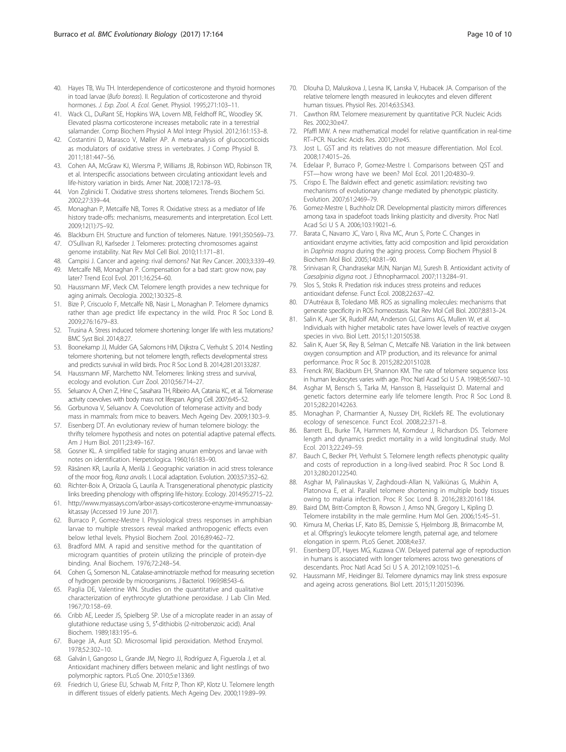40. Hayes TB, Wu TH. Interdependence of corticosterone and thyroid hormones in toad larvae (*Bufo boreas*). II. Regulation of corticosterone and thyroid hormones. *J. Exp. Zool. A. Ecol.* Genet. Physiol. 1995;271:103–11.
41. Wack CL, DuRant SE, Hopkins WA, Lovern MB, Feldhoff RC, Woodley SK. Elevated plasma corticosterone increases metabolic rate in a terrestrial salamander. Comp Biochem Physiol A Mol Integr Physiol. 2012;161:153–8.
42. Costantini D, Marasco V, Møller AP. A meta-analysis of glucocorticoids as modulators of oxidative stress in vertebrates. J Comp Physiol B. 2011;181:447–56.
43. Cohen AA, McGraw KJ, Wiersma P, Williams JB, Robinson WD, Robinson TR, et al. Interspecific associations between circulating antioxidant levels and life-history variation in birds. Amer Nat. 2008;172:178–93.
44. Von Zglinicki T. Oxidative stress shortens telomeres. Trends Biochem Sci. 2002;27:339–44.
45. Monaghan P, Metcalfe NB, Torres R. Oxidative stress as a mediator of life history trade-offs: mechanisms, measurements and interpretation. Ecol Lett. 2009;12(1):75–92.
46. Blackburn EH. Structure and function of telomeres. Nature. 1991;350:569–73.
47. O'Sullivan RJ, Karlseder J. Telomeres: protecting chromosomes against genome instability. Nat Rev Mol Cell Biol. 2010;11:171–81.
48. Campisi J. Cancer and ageing: rival demons? Nat Rev Cancer. 2003;3:339–49.
49. Metcalfe NB, Monaghan P. Compensation for a bad start: grow now, pay later? Trend Ecol Evol. 2011;16:254–60.
50. Haussmann MF, Vleck CM. Telomere length provides a new technique for aging animals. Oecologia. 2002;130:325–8.
51. Bize P, Criscuolo F, Metcalfe NB, Nasir L, Monaghan P. Telomere dynamics rather than age predict life expectancy in the wild. Proc R Soc Lond B. 2009;276:1679–83.
52. Trusina A. Stress induced telomere shortening: longer life with less mutations? BMC Syst Biol. 2014;8:27.
53. Boonekamp JJ, Mulder GA, Salomons HM, Dijkstra C, Verhulst S. 2014. Nestling telomere shortening, but not telomere length, reflects developmental stress and predicts survival in wild birds. Proc R Soc Lond B. 2014;281:20133287.
54. Haussmann MF, Marchetto NM. Telomeres: linking stress and survival, ecology and evolution. Curr Zool. 2010;56:714–27.
55. Seluanov A, Chen Z, Hine C, Sasahara TH, Ribeiro AA, Catania KC, et al. Telomerase activity coevolves with body mass not lifespan. Aging Cell. 2007;6:45–52.
56. Gorbunova V, Seluanov A. Coevolution of telomerase activity and body mass in mammals: from mice to beavers. Mech Ageing Dev. 2009;130:3–9.
57. Eisenberg DT. An evolutionary review of human telomere biology: the thrifty telomere hypothesis and notes on potential adaptive paternal effects. Am J Hum Biol. 2011;23:49–167.
58. Gosner KL. A simplified table for staging anuran embryos and larvae with notes on identification. Herpetologica. 1960;16:183–90.
59. Räsänen KR, Laurila A, Merilä J. Geographic variation in acid stress tolerance of the moor frog, *Rana arvalis*. I. Local adaptation. Evolution. 2003;57:352–62.
60. Richter-Boix A, Orizaola G, Laurila A. Transgenerational phenotypic plasticity links breeding phenology with offspring life-history. Ecology. 2014;95:2715–22.
61. http://www.myassays.com/arbor-assays-corticosterone-enzyme-immunoassay-kit.assay (Accessed 19 June 2017).
62. Burraco P, Gomez-Mestre I. Physiological stress responses in amphibian larvae to multiple stressors reveal marked anthropogenic effects even below lethal levels. Physiol Biochem Zool. 2016;89:462–72.
63. Bradford MM. A rapid and sensitive method for the quantitation of microgram quantities of protein utilizing the principle of protein-dye binding. Anal Biochem. 1976;72:248–54.
64. Cohen G, Somerson NL. Catalase-aminotriazole method for measuring secretion of hydrogen peroxide by microorganisms. J Bacteriol. 1969;98:543–6.
65. Paglia DE, Valentine WN. Studies on the quantitative and qualitative characterization of erythrocyte glutathione peroxidase. J Lab Clin Med. 1967;70:158–69.
66. Cribb AE, Leeder JS, Spielberg SP. Use of a microplate reader in an assay of glutathione reductase using 5, 5′-dithiobis (2-nitrobenzoic acid). Anal Biochem. 1989;183:195–6.
67. Buege JA, Aust SD. Microsomal lipid peroxidation. Method Enzymol. 1978;52:302–10.
68. Galván I, Gangoso L, Grande JM, Negro JJ, Rodríguez A, Figuerola J, et al. Antioxidant machinery differs between melanic and light nestlings of two polymorphic raptors. PLoS One. 2010;5:e13369.
69. Friedrich U, Griese EU, Schwab M, Fritz P, Thon KP, Klotz U. Telomere length in different tissues of elderly patients. Mech Ageing Dev. 2000;119:89–99.
70. Dlouha D, Maluskova J, Lesna IK, Lanska V, Hubacek JA. Comparison of the relative telomere length measured in leukocytes and eleven different human tissues. Physiol Res. 2014;63:S343.
71. Cawthon RM. Telomere measurement by quantitative PCR. Nucleic Acids Res. 2002;30:e47.
72. Pfaffl MW. A new mathematical model for relative quantification in real-time RT–PCR. Nucleic Acids Res. 2001;29:e45.
73. Jost L. GST and its relatives do not measure differentiation. Mol Ecol. 2008;17:4015–26.
74. Edelaar P, Burraco P, Gomez-Mestre I. Comparisons between QST and FST—how wrong have we been? Mol Ecol. 2011;20:4830–9.
75. Crispo E. The Baldwin effect and genetic assimilation: revisiting two mechanisms of evolutionary change mediated by phenotypic plasticity. Evolution. 2007;61:2469–79.
76. Gomez-Mestre I, Buchholz DR. Developmental plasticity mirrors differences among taxa in spadefoot toads linking plasticity and diversity. Proc Natl Acad Sci U S A. 2006;103:19021–6.
77. Barata C, Navarro JC, Varo I, Riva MC, Arun S, Porte C. Changes in antioxidant enzyme activities, fatty acid composition and lipid peroxidation in *Daphnia magna* during the aging process. Comp Biochem Physiol B Biochem Mol Biol. 2005;140:81–90.
78. Srinivasan R, Chandrasekar MJN, Nanjan MJ, Suresh B. Antioxidant activity of *Caesalpinia digyna* root. J Ethnopharmacol. 2007;113:284–91.
79. Slos S, Stoks R. Predation risk induces stress proteins and reduces antioxidant defense. Funct Ecol. 2008;22:637–42.
80. D'Autréaux B, Toledano MB. ROS as signalling molecules: mechanisms that generate specificity in ROS homeostasis. Nat Rev Mol Cell Biol. 2007;8:813–24.
81. Salin K, Auer SK, Rudolf AM, Anderson GJ, Cairns AG, Mullen W, et al. Individuals with higher metabolic rates have lower levels of reactive oxygen species in vivo. Biol Lett. 2015;11:20150538.
82. Salin K, Auer SK, Rey B, Selman C, Metcalfe NB. Variation in the link between oxygen consumption and ATP production, and its relevance for animal performance. Proc R Soc B. 2015;282:20151028.
83. Frenck RW, Blackburn EH, Shannon KM. The rate of telomere sequence loss in human leukocytes varies with age. Proc Natl Acad Sci U S A. 1998;95:5607–10.
84. Asghar M, Bensch S, Tarka M, Hansson B, Hasselquist D. Maternal and genetic factors determine early life telomere length. Proc R Soc Lond B. 2015;282:20142263.
85. Monaghan P, Charmantier A, Nussey DH, Ricklefs RE. The evolutionary ecology of senescence. Funct Ecol. 2008;22:371–8.
86. Barrett EL, Burke TA, Hammers M, Komdeur J, Richardson DS. Telomere length and dynamics predict mortality in a wild longitudinal study. Mol Ecol. 2013;22:249–59.
87. Bauch C, Becker PH, Verhulst S. Telomere length reflects phenotypic quality and costs of reproduction in a long-lived seabird. Proc R Soc Lond B. 2013;280:20122540.
88. Asghar M, Palinauskas V, Zaghdoudi-Allan N, Valkiūnas G, Mukhin A, Platonova E, et al. Parallel telomere shortening in multiple body tissues owing to malaria infection. Proc R Soc Lond B. 2016;283:20161184.
89. Baird DM, Britt-Compton B, Rowson J, Amso NN, Gregory L, Kipling D. Telomere instability in the male germline. Hum Mol Gen. 2006;15:45–51.
90. Kimura M, Cherkas LF, Kato BS, Demissie S, Hjelmborg JB, Brimacombe M, et al. Offspring's leukocyte telomere length, paternal age, and telomere elongation in sperm. PLoS Genet. 2008;4:e37.
91. Eisenberg DT, Hayes MG, Kuzawa CW. Delayed paternal age of reproduction in humans is associated with longer telomeres across two generations of descendants. Proc Natl Acad Sci U S A. 2012;109:10251–6.
92. Haussmann MF, Heidinger BJ. Telomere dynamics may link stress exposure and ageing across generations. Biol Lett. 2015;11:20150396.